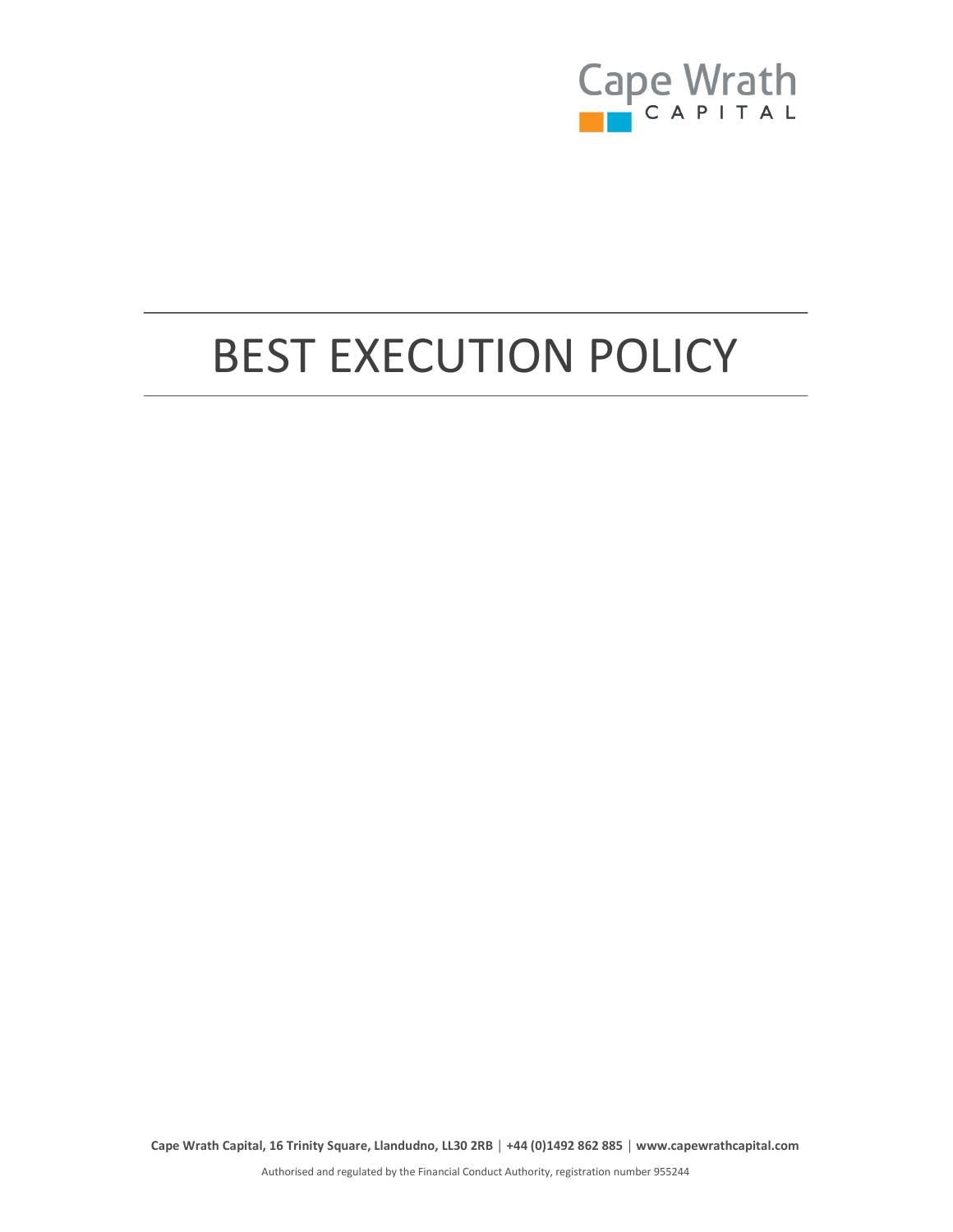Cape Wrath
CAPITAL

# BEST EXECUTION POLICY

**Cape Wrath Capital, 16 Trinity Square, Llandudno, LL30 2RB | +44 (0)1492 862 885 | www.capewrathcapital.com**

Authorised and regulated by the Financial Conduct Authority, registration number 955244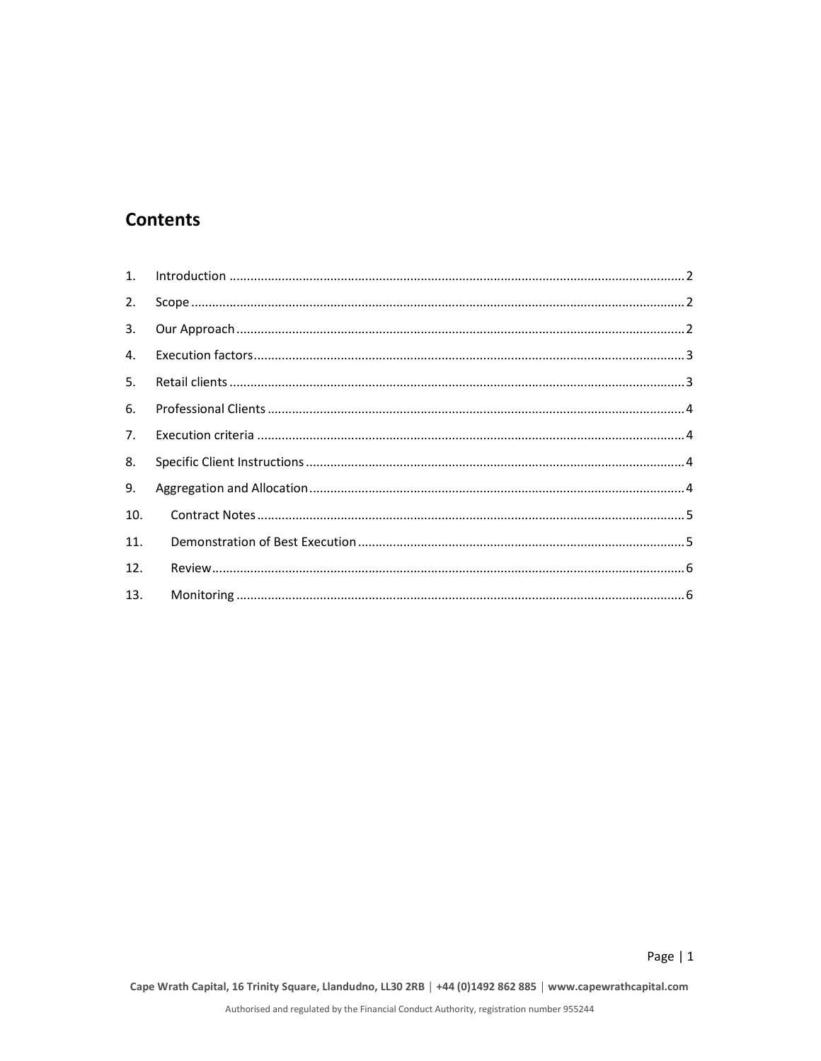## Contents

1. Introduction ........ 2
2. Scope ........ 2
3. Our Approach ........ 2
4. Execution factors ........ 3
5. Retail clients ........ 3
6. Professional Clients ........ 4
7. Execution criteria ........ 4
8. Specific Client Instructions ........ 4
9. Aggregation and Allocation ........ 4
10. Contract Notes ........ 5
11. Demonstration of Best Execution ........ 5
12. Review ........ 6
13. Monitoring ........ 6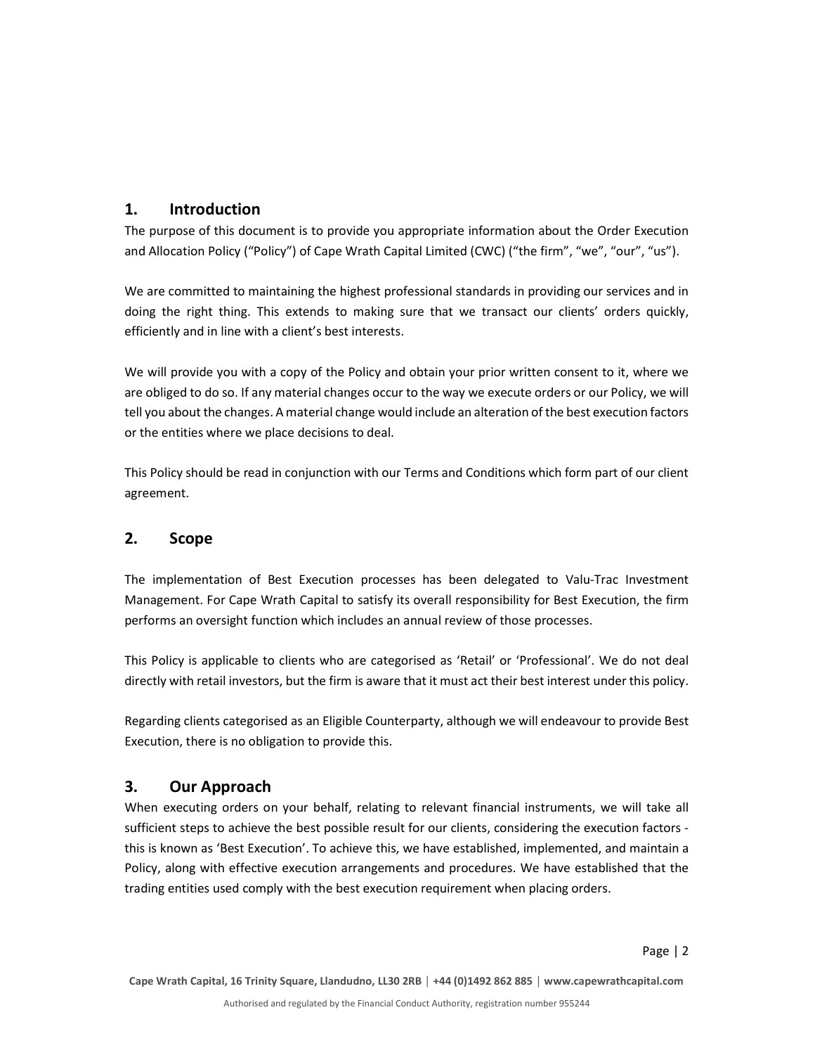## 1. Introduction

The purpose of this document is to provide you appropriate information about the Order Execution and Allocation Policy ("Policy") of Cape Wrath Capital Limited (CWC) ("the firm", "we", "our", "us").

We are committed to maintaining the highest professional standards in providing our services and in doing the right thing. This extends to making sure that we transact our clients' orders quickly, efficiently and in line with a client's best interests.

We will provide you with a copy of the Policy and obtain your prior written consent to it, where we are obliged to do so. If any material changes occur to the way we execute orders or our Policy, we will tell you about the changes. A material change would include an alteration of the best execution factors or the entities where we place decisions to deal.

This Policy should be read in conjunction with our Terms and Conditions which form part of our client agreement.

## 2. Scope

The implementation of Best Execution processes has been delegated to Valu-Trac Investment Management. For Cape Wrath Capital to satisfy its overall responsibility for Best Execution, the firm performs an oversight function which includes an annual review of those processes.

This Policy is applicable to clients who are categorised as 'Retail' or 'Professional'. We do not deal directly with retail investors, but the firm is aware that it must act their best interest under this policy.

Regarding clients categorised as an Eligible Counterparty, although we will endeavour to provide Best Execution, there is no obligation to provide this.

## 3. Our Approach

When executing orders on your behalf, relating to relevant financial instruments, we will take all sufficient steps to achieve the best possible result for our clients, considering the execution factors - this is known as 'Best Execution'. To achieve this, we have established, implemented, and maintain a Policy, along with effective execution arrangements and procedures. We have established that the trading entities used comply with the best execution requirement when placing orders.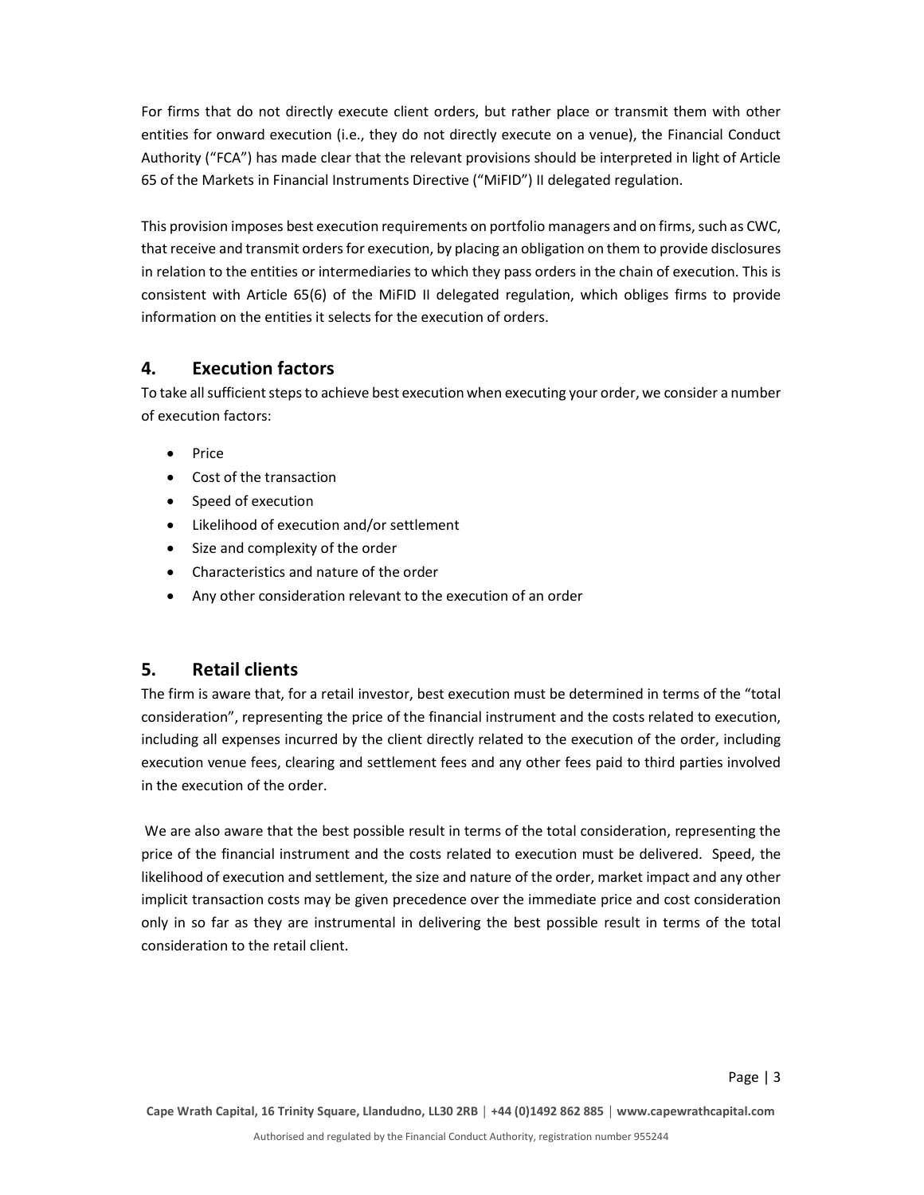For firms that do not directly execute client orders, but rather place or transmit them with other entities for onward execution (i.e., they do not directly execute on a venue), the Financial Conduct Authority ("FCA") has made clear that the relevant provisions should be interpreted in light of Article 65 of the Markets in Financial Instruments Directive ("MiFID") II delegated regulation.

This provision imposes best execution requirements on portfolio managers and on firms, such as CWC, that receive and transmit orders for execution, by placing an obligation on them to provide disclosures in relation to the entities or intermediaries to which they pass orders in the chain of execution. This is consistent with Article 65(6) of the MiFID II delegated regulation, which obliges firms to provide information on the entities it selects for the execution of orders.

## 4. Execution factors

To take all sufficient steps to achieve best execution when executing your order, we consider a number of execution factors:

- Price
- Cost of the transaction
- Speed of execution
- Likelihood of execution and/or settlement
- Size and complexity of the order
- Characteristics and nature of the order
- Any other consideration relevant to the execution of an order

## 5. Retail clients

The firm is aware that, for a retail investor, best execution must be determined in terms of the "total consideration", representing the price of the financial instrument and the costs related to execution, including all expenses incurred by the client directly related to the execution of the order, including execution venue fees, clearing and settlement fees and any other fees paid to third parties involved in the execution of the order.

We are also aware that the best possible result in terms of the total consideration, representing the price of the financial instrument and the costs related to execution must be delivered. Speed, the likelihood of execution and settlement, the size and nature of the order, market impact and any other implicit transaction costs may be given precedence over the immediate price and cost consideration only in so far as they are instrumental in delivering the best possible result in terms of the total consideration to the retail client.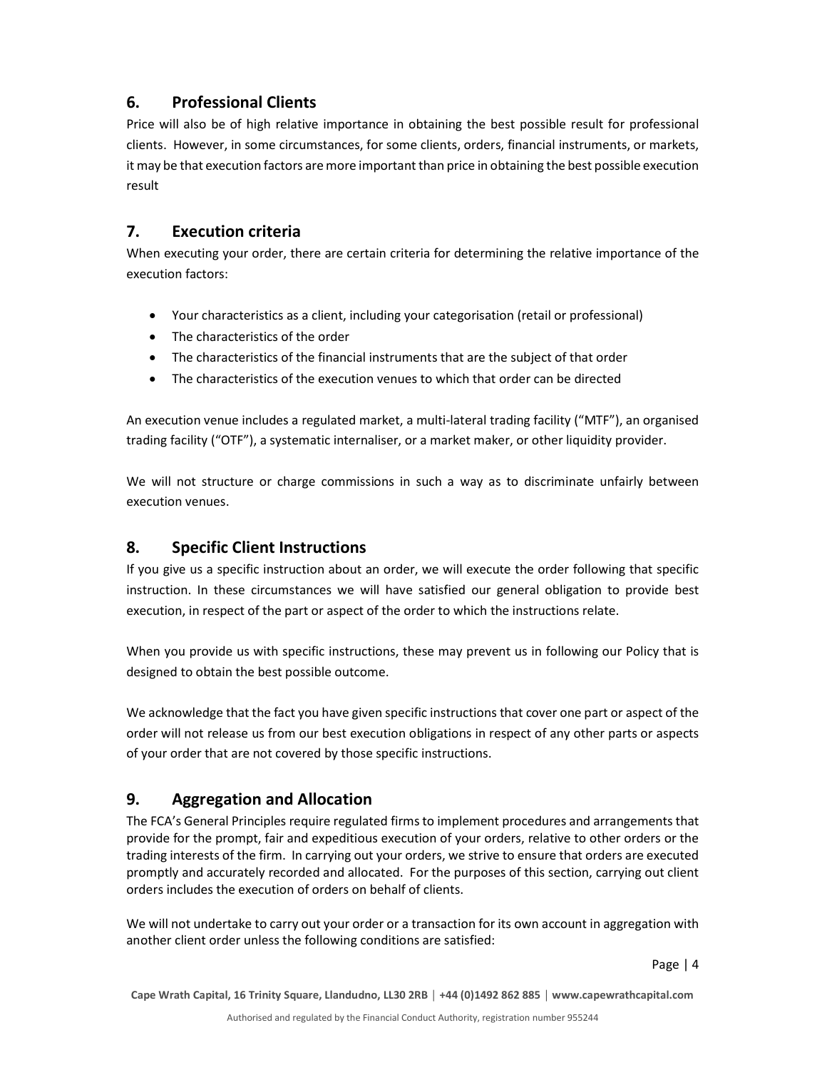## 6. Professional Clients

Price will also be of high relative importance in obtaining the best possible result for professional clients. However, in some circumstances, for some clients, orders, financial instruments, or markets, it may be that execution factors are more important than price in obtaining the best possible execution result

## 7. Execution criteria

When executing your order, there are certain criteria for determining the relative importance of the execution factors:

- Your characteristics as a client, including your categorisation (retail or professional)
- The characteristics of the order
- The characteristics of the financial instruments that are the subject of that order
- The characteristics of the execution venues to which that order can be directed

An execution venue includes a regulated market, a multi-lateral trading facility ("MTF"), an organised trading facility ("OTF"), a systematic internaliser, or a market maker, or other liquidity provider.

We will not structure or charge commissions in such a way as to discriminate unfairly between execution venues.

## 8. Specific Client Instructions

If you give us a specific instruction about an order, we will execute the order following that specific instruction. In these circumstances we will have satisfied our general obligation to provide best execution, in respect of the part or aspect of the order to which the instructions relate.

When you provide us with specific instructions, these may prevent us in following our Policy that is designed to obtain the best possible outcome.

We acknowledge that the fact you have given specific instructions that cover one part or aspect of the order will not release us from our best execution obligations in respect of any other parts or aspects of your order that are not covered by those specific instructions.

## 9. Aggregation and Allocation

The FCA's General Principles require regulated firms to implement procedures and arrangements that provide for the prompt, fair and expeditious execution of your orders, relative to other orders or the trading interests of the firm. In carrying out your orders, we strive to ensure that orders are executed promptly and accurately recorded and allocated. For the purposes of this section, carrying out client orders includes the execution of orders on behalf of clients.

We will not undertake to carry out your order or a transaction for its own account in aggregation with another client order unless the following conditions are satisfied: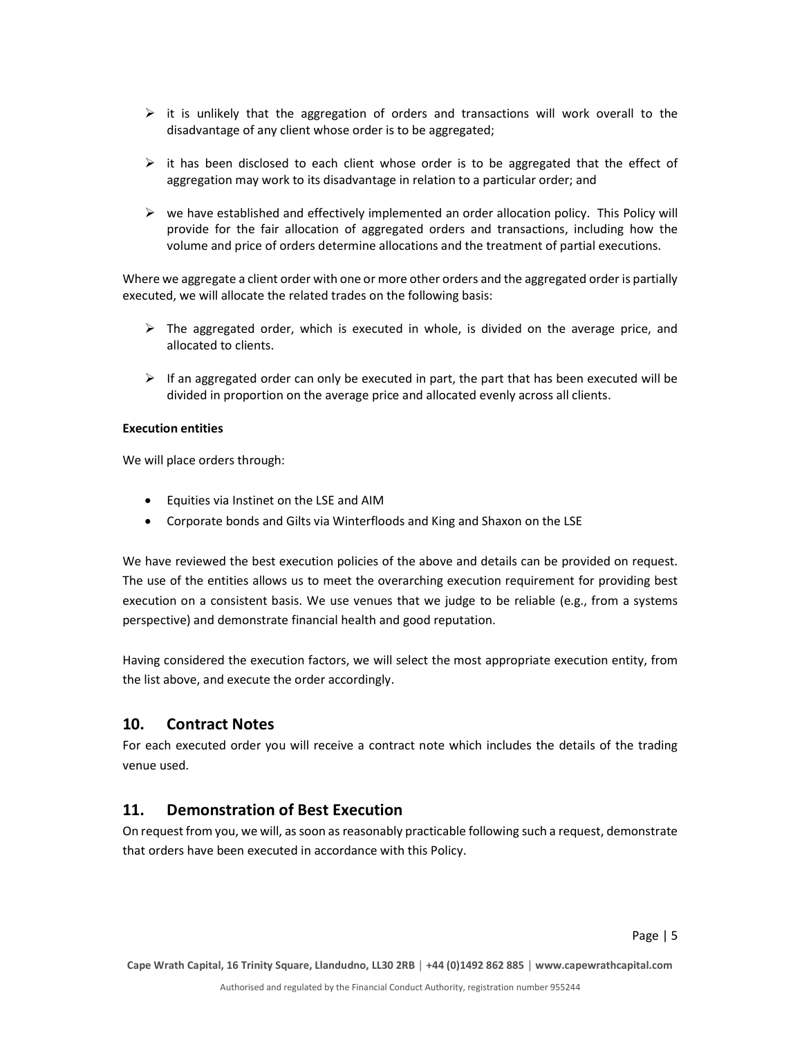- it is unlikely that the aggregation of orders and transactions will work overall to the disadvantage of any client whose order is to be aggregated;

- it has been disclosed to each client whose order is to be aggregated that the effect of aggregation may work to its disadvantage in relation to a particular order; and

- we have established and effectively implemented an order allocation policy. This Policy will provide for the fair allocation of aggregated orders and transactions, including how the volume and price of orders determine allocations and the treatment of partial executions.

Where we aggregate a client order with one or more other orders and the aggregated order is partially executed, we will allocate the related trades on the following basis:

- The aggregated order, which is executed in whole, is divided on the average price, and allocated to clients.

- If an aggregated order can only be executed in part, the part that has been executed will be divided in proportion on the average price and allocated evenly across all clients.

**Execution entities**

We will place orders through:

- Equities via Instinet on the LSE and AIM
- Corporate bonds and Gilts via Winterfloods and King and Shaxon on the LSE

We have reviewed the best execution policies of the above and details can be provided on request. The use of the entities allows us to meet the overarching execution requirement for providing best execution on a consistent basis. We use venues that we judge to be reliable (e.g., from a systems perspective) and demonstrate financial health and good reputation.

Having considered the execution factors, we will select the most appropriate execution entity, from the list above, and execute the order accordingly.

## 10. Contract Notes

For each executed order you will receive a contract note which includes the details of the trading venue used.

## 11. Demonstration of Best Execution

On request from you, we will, as soon as reasonably practicable following such a request, demonstrate that orders have been executed in accordance with this Policy.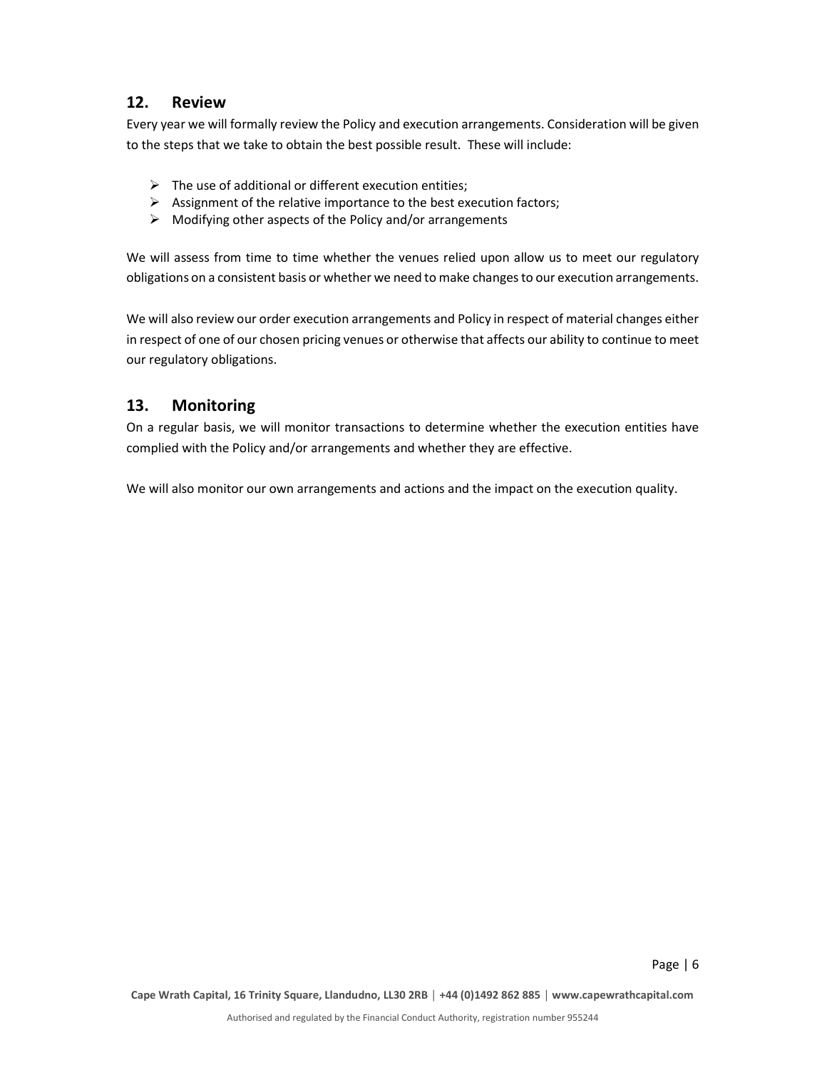## 12. Review

Every year we will formally review the Policy and execution arrangements. Consideration will be given to the steps that we take to obtain the best possible result. These will include:

- The use of additional or different execution entities;
- Assignment of the relative importance to the best execution factors;
- Modifying other aspects of the Policy and/or arrangements

We will assess from time to time whether the venues relied upon allow us to meet our regulatory obligations on a consistent basis or whether we need to make changes to our execution arrangements.

We will also review our order execution arrangements and Policy in respect of material changes either in respect of one of our chosen pricing venues or otherwise that affects our ability to continue to meet our regulatory obligations.

## 13. Monitoring

On a regular basis, we will monitor transactions to determine whether the execution entities have complied with the Policy and/or arrangements and whether they are effective.

We will also monitor our own arrangements and actions and the impact on the execution quality.